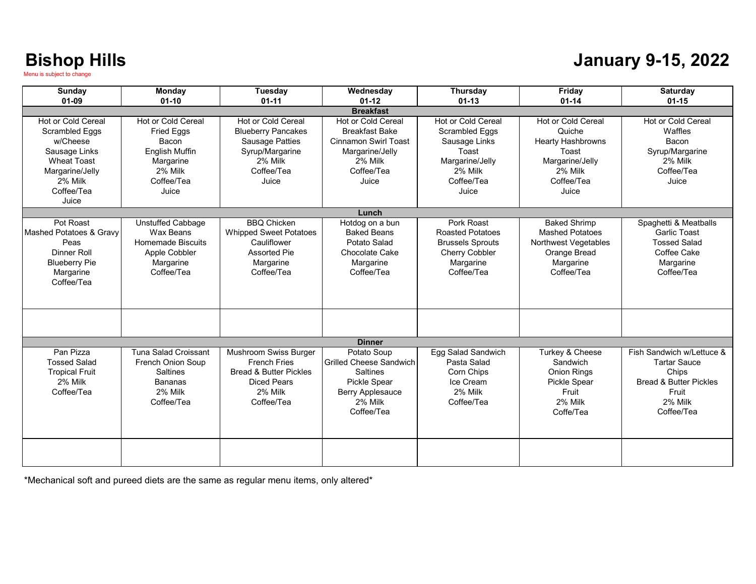# Bishop Hills

Menu is subject to change

## January 9-15, 2022

| Sunday 01-09 | Monday 01-10 | Tuesday 01-11 | Wednesday 01-12 | Thursday 01-13 | Friday 01-14 | Saturday 01-15 |
|---|---|---|---|---|---|---|
| **Breakfast** | | | | | | |
| Hot or Cold Cereal<br>Scrambled Eggs w/Cheese<br>Sausage Links<br>Wheat Toast<br>Margarine/Jelly<br>2% Milk<br>Coffee/Tea<br>Juice | Hot or Cold Cereal<br>Fried Eggs<br>Bacon<br>English Muffin<br>Margarine<br>2% Milk<br>Coffee/Tea<br>Juice | Hot or Cold Cereal<br>Blueberry Pancakes<br>Sausage Patties<br>Syrup/Margarine<br>2% Milk<br>Coffee/Tea<br>Juice | Hot or Cold Cereal<br>Breakfast Bake<br>Cinnamon Swirl Toast<br>Margarine/Jelly<br>2% Milk<br>Coffee/Tea<br>Juice | Hot or Cold Cereal<br>Scrambled Eggs<br>Sausage Links<br>Toast<br>Margarine/Jelly<br>2% Milk<br>Coffee/Tea<br>Juice | Hot or Cold Cereal<br>Quiche<br>Hearty Hashbrowns<br>Toast<br>Margarine/Jelly<br>2% Milk<br>Coffee/Tea<br>Juice | Hot or Cold Cereal<br>Waffles<br>Bacon<br>Syrup/Margarine<br>2% Milk<br>Coffee/Tea<br>Juice |
| **Lunch** | | | | | | |
| Pot Roast<br>Mashed Potatoes & Gravy<br>Peas<br>Dinner Roll<br>Blueberry Pie<br>Margarine<br>Coffee/Tea | Unstuffed Cabbage<br>Wax Beans<br>Homemade Biscuits<br>Apple Cobbler<br>Margarine<br>Coffee/Tea | BBQ Chicken<br>Whipped Sweet Potatoes<br>Cauliflower<br>Assorted Pie<br>Margarine<br>Coffee/Tea | Hotdog on a bun<br>Baked Beans<br>Potato Salad<br>Chocolate Cake<br>Margarine<br>Coffee/Tea | Pork Roast<br>Roasted Potatoes<br>Brussels Sprouts<br>Cherry Cobbler<br>Margarine<br>Coffee/Tea | Baked Shrimp<br>Mashed Potatoes<br>Northwest Vegetables<br>Orange Bread<br>Margarine<br>Coffee/Tea | Spaghetti & Meatballs<br>Garlic Toast<br>Tossed Salad<br>Coffee Cake<br>Margarine<br>Coffee/Tea |
| | | | | | | |
| **Dinner** | | | | | | |
| Pan Pizza<br>Tossed Salad<br>Tropical Fruit<br>2% Milk<br>Coffee/Tea | Tuna Salad Croissant<br>French Onion Soup<br>Saltines<br>Bananas<br>2% Milk<br>Coffee/Tea | Mushroom Swiss Burger<br>French Fries<br>Bread & Butter Pickles<br>Diced Pears<br>2% Milk<br>Coffee/Tea | Potato Soup<br>Grilled Cheese Sandwich<br>Saltines<br>Pickle Spear<br>Berry Applesauce<br>2% Milk<br>Coffee/Tea | Egg Salad Sandwich<br>Pasta Salad<br>Corn Chips<br>Ice Cream<br>2% Milk<br>Coffee/Tea | Turkey & Cheese Sandwich<br>Onion Rings<br>Pickle Spear<br>Fruit<br>2% Milk<br>Coffe/Tea | Fish Sandwich w/Lettuce & Tartar Sauce<br>Chips<br>Bread & Butter Pickles<br>Fruit<br>2% Milk<br>Coffee/Tea |
| | | | | | | |

*Mechanical soft and pureed diets are the same as regular menu items, only altered*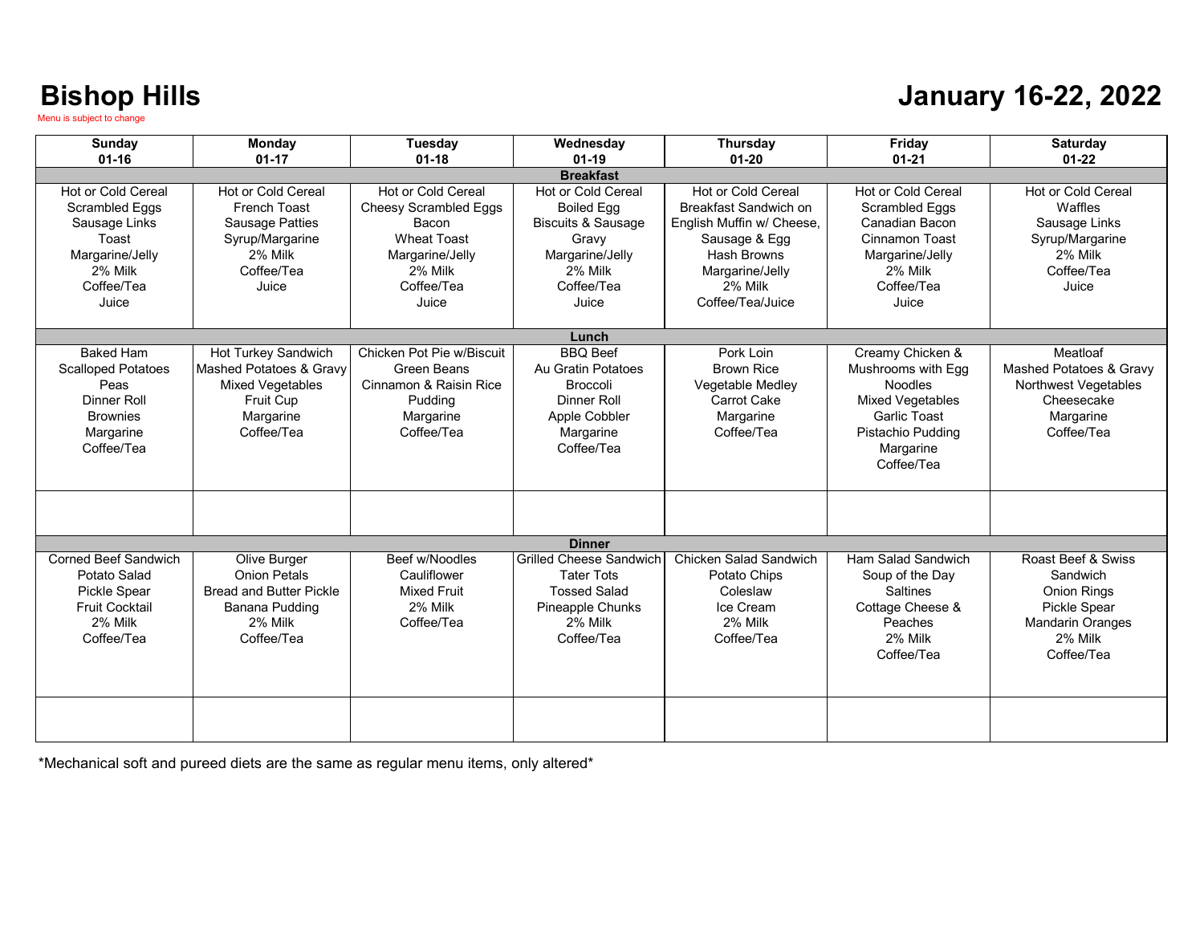# Bishop Hills

Menu is subject to change

# January 16-22, 2022

| Sunday 01-16 | Monday 01-17 | Tuesday 01-18 | Wednesday 01-19 | Thursday 01-20 | Friday 01-21 | Saturday 01-22 |
|---|---|---|---|---|---|---|
| **Breakfast** | | | | | | |
| Hot or Cold Cereal<br>Scrambled Eggs<br>Sausage Links<br>Toast<br>Margarine/Jelly<br>2% Milk<br>Coffee/Tea<br>Juice | Hot or Cold Cereal<br>French Toast<br>Sausage Patties<br>Syrup/Margarine<br>2% Milk<br>Coffee/Tea<br>Juice | Hot or Cold Cereal<br>Cheesy Scrambled Eggs<br>Bacon<br>Wheat Toast<br>Margarine/Jelly<br>2% Milk<br>Coffee/Tea<br>Juice | Hot or Cold Cereal<br>Boiled Egg<br>Biscuits & Sausage<br>Gravy<br>Margarine/Jelly<br>2% Milk<br>Coffee/Tea<br>Juice | Hot or Cold Cereal<br>Breakfast Sandwich on English Muffin w/ Cheese, Sausage & Egg<br>Hash Browns<br>Margarine/Jelly<br>2% Milk<br>Coffee/Tea/Juice | Hot or Cold Cereal<br>Scrambled Eggs<br>Canadian Bacon<br>Cinnamon Toast<br>Margarine/Jelly<br>2% Milk<br>Coffee/Tea<br>Juice | Hot or Cold Cereal<br>Waffles<br>Sausage Links<br>Syrup/Margarine<br>2% Milk<br>Coffee/Tea<br>Juice |
| **Lunch** | | | | | | |
| Baked Ham<br>Scalloped Potatoes<br>Peas<br>Dinner Roll<br>Brownies<br>Margarine<br>Coffee/Tea | Hot Turkey Sandwich<br>Mashed Potatoes & Gravy<br>Mixed Vegetables<br>Fruit Cup<br>Margarine<br>Coffee/Tea | Chicken Pot Pie w/Biscuit<br>Green Beans<br>Cinnamon & Raisin Rice<br>Pudding<br>Margarine<br>Coffee/Tea | BBQ Beef<br>Au Gratin Potatoes<br>Broccoli<br>Dinner Roll<br>Apple Cobbler<br>Margarine<br>Coffee/Tea | Pork Loin<br>Brown Rice<br>Vegetable Medley<br>Carrot Cake<br>Margarine<br>Coffee/Tea | Creamy Chicken & Mushrooms with Egg Noodles<br>Mixed Vegetables<br>Garlic Toast<br>Pistachio Pudding<br>Margarine<br>Coffee/Tea | Meatloaf<br>Mashed Potatoes & Gravy<br>Northwest Vegetables<br>Cheesecake<br>Margarine<br>Coffee/Tea |
| | | | | | | |
| **Dinner** | | | | | | |
| Corned Beef Sandwich<br>Potato Salad<br>Pickle Spear<br>Fruit Cocktail<br>2% Milk<br>Coffee/Tea | Olive Burger<br>Onion Petals<br>Bread and Butter Pickle<br>Banana Pudding<br>2% Milk<br>Coffee/Tea | Beef w/Noodles<br>Cauliflower<br>Mixed Fruit<br>2% Milk<br>Coffee/Tea | Grilled Cheese Sandwich<br>Tater Tots<br>Tossed Salad<br>Pineapple Chunks<br>2% Milk<br>Coffee/Tea | Chicken Salad Sandwich<br>Potato Chips<br>Coleslaw<br>Ice Cream<br>2% Milk<br>Coffee/Tea | Ham Salad Sandwich<br>Soup of the Day<br>Saltines<br>Cottage Cheese & Peaches<br>2% Milk<br>Coffee/Tea | Roast Beef & Swiss Sandwich<br>Onion Rings<br>Pickle Spear<br>Mandarin Oranges<br>2% Milk<br>Coffee/Tea |
| | | | | | | |

*Mechanical soft and pureed diets are the same as regular menu items, only altered*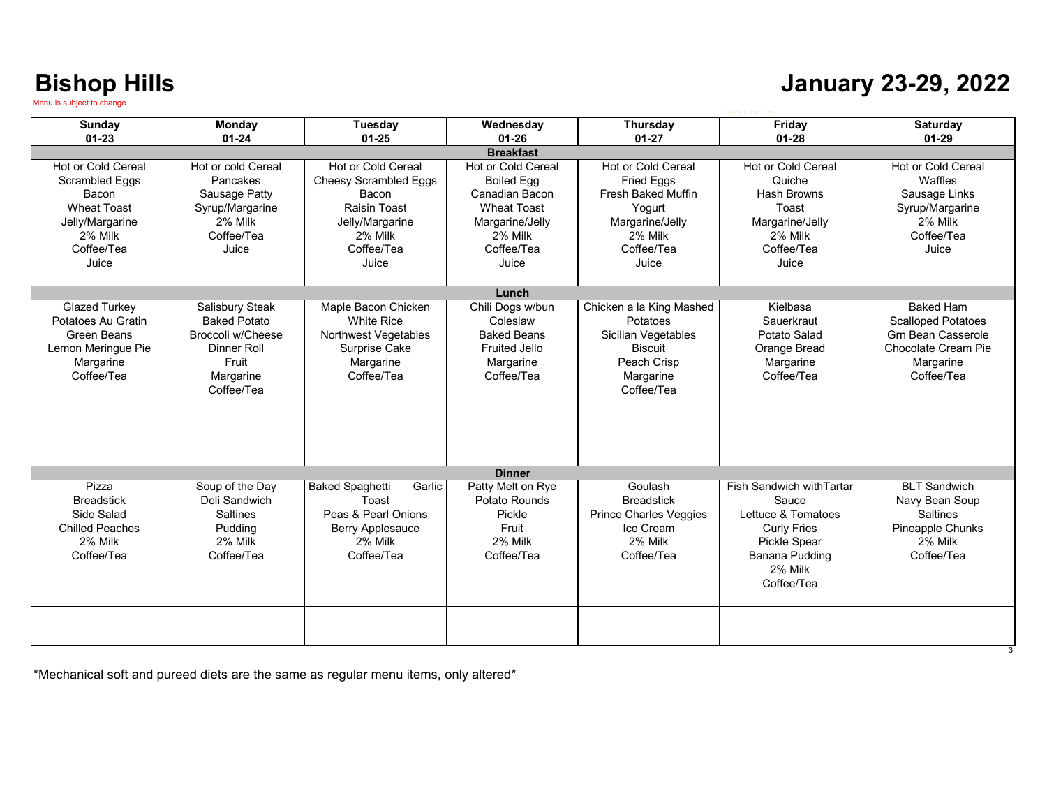# Bishop Hills

Menu is subject to change

# January 23-29, 2022

Ellie's Last Day

| Sunday 01-23 | Monday 01-24 | Tuesday 01-25 | Wednesday 01-26 | Thursday 01-27 | Friday 01-28 | Saturday 01-29 |
|---|---|---|---|---|---|---|
| **Breakfast** | | | | | | |
| Hot or Cold Cereal<br>Scrambled Eggs<br>Bacon<br>Wheat Toast<br>Jelly/Margarine<br>2% Milk<br>Coffee/Tea<br>Juice | Hot or cold Cereal<br>Pancakes<br>Sausage Patty<br>Syrup/Margarine<br>2% Milk<br>Coffee/Tea<br>Juice | Hot or Cold Cereal<br>Cheesy Scrambled Eggs<br>Bacon<br>Raisin Toast<br>Jelly/Margarine<br>2% Milk<br>Coffee/Tea<br>Juice | Hot or Cold Cereal<br>Boiled Egg<br>Canadian Bacon<br>Wheat Toast<br>Margarine/Jelly<br>2% Milk<br>Coffee/Tea<br>Juice | Hot or Cold Cereal<br>Fried Eggs<br>Fresh Baked Muffin<br>Yogurt<br>Margarine/Jelly<br>2% Milk<br>Coffee/Tea<br>Juice | Hot or Cold Cereal<br>Quiche<br>Hash Browns<br>Toast<br>Margarine/Jelly<br>2% Milk<br>Coffee/Tea<br>Juice | Hot or Cold Cereal<br>Waffles<br>Sausage Links<br>Syrup/Margarine<br>2% Milk<br>Coffee/Tea<br>Juice |
| **Lunch** | | | | | | |
| Glazed Turkey<br>Potatoes Au Gratin<br>Green Beans<br>Lemon Meringue Pie<br>Margarine<br>Coffee/Tea | Salisbury Steak<br>Baked Potato<br>Broccoli w/Cheese<br>Dinner Roll<br>Fruit<br>Margarine<br>Coffee/Tea | Maple Bacon Chicken<br>White Rice<br>Northwest Vegetables<br>Surprise Cake<br>Margarine<br>Coffee/Tea | Chili Dogs w/bun<br>Coleslaw<br>Baked Beans<br>Fruited Jello<br>Margarine<br>Coffee/Tea | Chicken a la King Mashed Potatoes<br>Sicilian Vegetables<br>Biscuit<br>Peach Crisp<br>Margarine<br>Coffee/Tea | Kielbasa<br>Sauerkraut<br>Potato Salad<br>Orange Bread<br>Margarine<br>Coffee/Tea | Baked Ham<br>Scalloped Potatoes<br>Grn Bean Casserole<br>Chocolate Cream Pie<br>Margarine<br>Coffee/Tea |
| | | | | | | |
| **Dinner** | | | | | | |
| Pizza<br>Breadstick<br>Side Salad<br>Chilled Peaches<br>2% Milk<br>Coffee/Tea | Soup of the Day<br>Deli Sandwich<br>Saltines<br>Pudding<br>2% Milk<br>Coffee/Tea | Baked Spaghetti Garlic Toast<br>Peas & Pearl Onions<br>Berry Applesauce<br>2% Milk<br>Coffee/Tea | Patty Melt on Rye<br>Potato Rounds<br>Pickle<br>Fruit<br>2% Milk<br>Coffee/Tea | Goulash<br>Breadstick<br>Prince Charles Veggies<br>Ice Cream<br>2% Milk<br>Coffee/Tea | Fish Sandwich withTartar Sauce<br>Lettuce & Tomatoes<br>Curly Fries<br>Pickle Spear<br>Banana Pudding<br>2% Milk<br>Coffee/Tea | BLT Sandwich<br>Navy Bean Soup<br>Saltines<br>Pineapple Chunks<br>2% Milk<br>Coffee/Tea |
| | | | | | | |

*Mechanical soft and pureed diets are the same as regular menu items, only altered*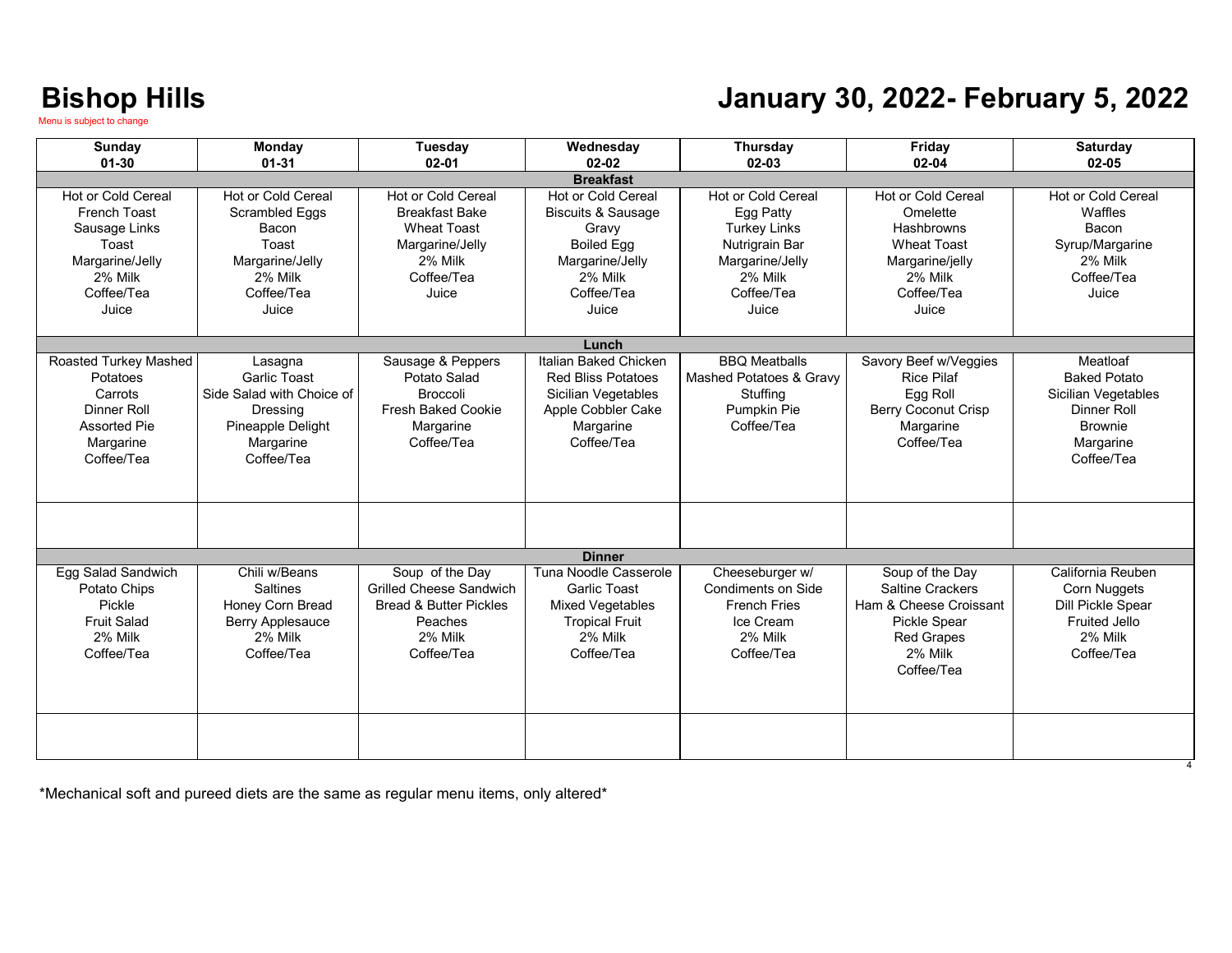# Bishop Hills

Menu is subject to change

# January 30, 2022- February 5, 2022

| Sunday 01-30 | Monday 01-31 | Tuesday 02-01 | Wednesday 02-02 | Thursday 02-03 | Friday 02-04 | Saturday 02-05 |
|---|---|---|---|---|---|---|
| **Breakfast** | | | | | | |
| Hot or Cold Cereal<br>French Toast<br>Sausage Links<br>Toast<br>Margarine/Jelly<br>2% Milk<br>Coffee/Tea<br>Juice | Hot or Cold Cereal<br>Scrambled Eggs<br>Bacon<br>Toast<br>Margarine/Jelly<br>2% Milk<br>Coffee/Tea<br>Juice | Hot or Cold Cereal<br>Breakfast Bake<br>Wheat Toast<br>Margarine/Jelly<br>2% Milk<br>Coffee/Tea<br>Juice | Hot or Cold Cereal<br>Biscuits & Sausage<br>Gravy<br>Boiled Egg<br>Margarine/Jelly<br>2% Milk<br>Coffee/Tea<br>Juice | Hot or Cold Cereal<br>Egg Patty<br>Turkey Links<br>Nutrigrain Bar<br>Margarine/Jelly<br>2% Milk<br>Coffee/Tea<br>Juice | Hot or Cold Cereal<br>Omelette<br>Hashbrowns<br>Wheat Toast<br>Margarine/jelly<br>2% Milk<br>Coffee/Tea<br>Juice | Hot or Cold Cereal<br>Waffles<br>Bacon<br>Syrup/Margarine<br>2% Milk<br>Coffee/Tea<br>Juice |
| **Lunch** | | | | | | |
| Roasted Turkey Mashed Potatoes<br>Carrots<br>Dinner Roll<br>Assorted Pie<br>Margarine<br>Coffee/Tea | Lasagna<br>Garlic Toast<br>Side Salad with Choice of Dressing<br>Pineapple Delight<br>Margarine<br>Coffee/Tea | Sausage & Peppers<br>Potato Salad<br>Broccoli<br>Fresh Baked Cookie<br>Margarine<br>Coffee/Tea | Italian Baked Chicken<br>Red Bliss Potatoes<br>Sicilian Vegetables<br>Apple Cobbler Cake<br>Margarine<br>Coffee/Tea | BBQ Meatballs<br>Mashed Potatoes & Gravy<br>Stuffing<br>Pumpkin Pie<br>Coffee/Tea | Savory Beef w/Veggies<br>Rice Pilaf<br>Egg Roll<br>Berry Coconut Crisp<br>Margarine<br>Coffee/Tea | Meatloaf<br>Baked Potato<br>Sicilian Vegetables<br>Dinner Roll<br>Brownie<br>Margarine<br>Coffee/Tea |
| | | | | | | |
| **Dinner** | | | | | | |
| Egg Salad Sandwich<br>Potato Chips<br>Pickle<br>Fruit Salad<br>2% Milk<br>Coffee/Tea | Chili w/Beans<br>Saltines<br>Honey Corn Bread<br>Berry Applesauce<br>2% Milk<br>Coffee/Tea | Soup of the Day<br>Grilled Cheese Sandwich<br>Bread & Butter Pickles<br>Peaches<br>2% Milk<br>Coffee/Tea | Tuna Noodle Casserole<br>Garlic Toast<br>Mixed Vegetables<br>Tropical Fruit<br>2% Milk<br>Coffee/Tea | Cheeseburger w/ Condiments on Side<br>French Fries<br>Ice Cream<br>2% Milk<br>Coffee/Tea | Soup of the Day<br>Saltine Crackers<br>Ham & Cheese Croissant<br>Pickle Spear<br>Red Grapes<br>2% Milk<br>Coffee/Tea | California Reuben<br>Corn Nuggets<br>Dill Pickle Spear<br>Fruited Jello<br>2% Milk<br>Coffee/Tea |
| | | | | | | |

*Mechanical soft and pureed diets are the same as regular menu items, only altered*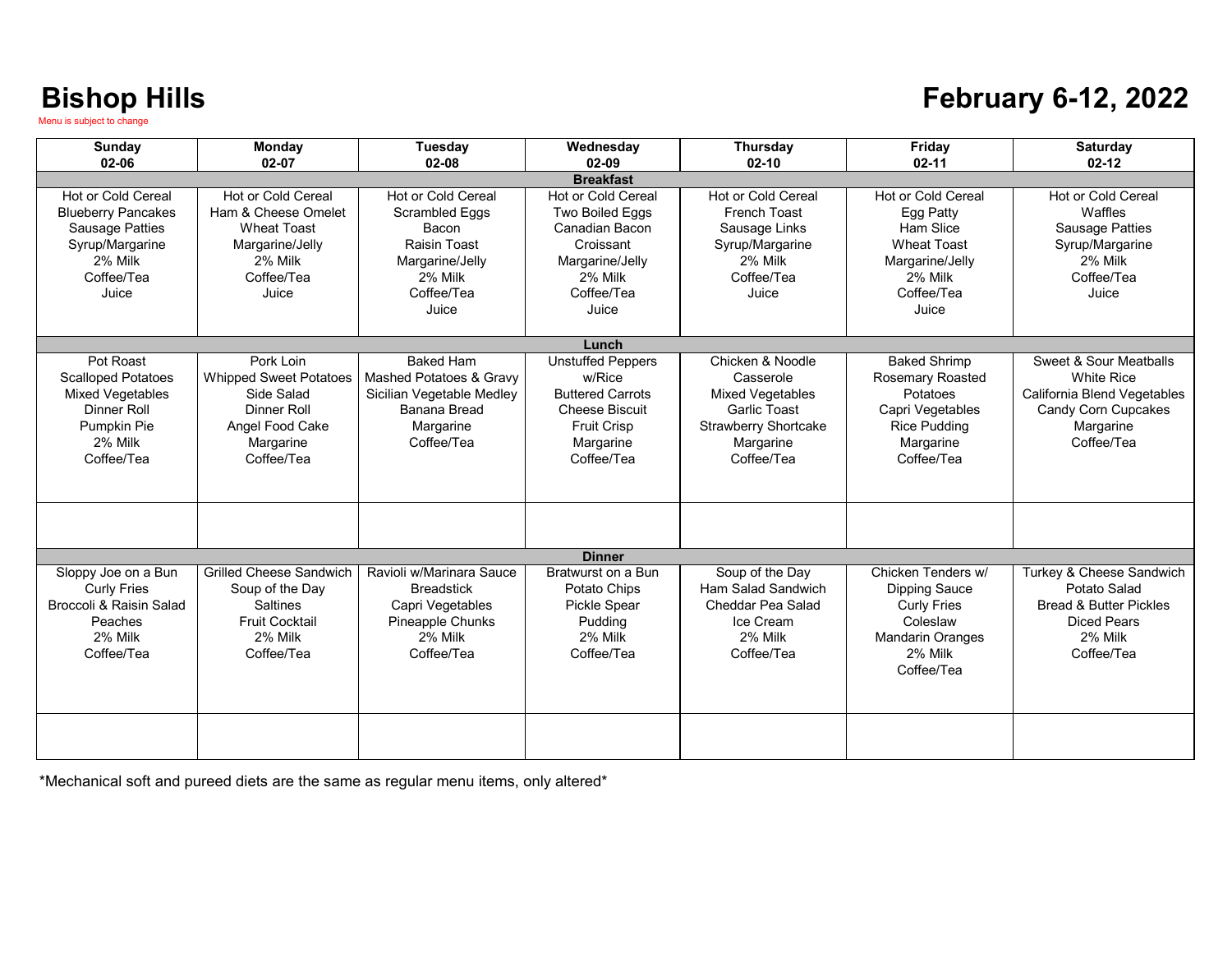# Bishop Hills

Menu is subject to change

# February 6-12, 2022

| Sunday 02-06 | Monday 02-07 | Tuesday 02-08 | Wednesday 02-09 | Thursday 02-10 | Friday 02-11 | Saturday 02-12 |
|---|---|---|---|---|---|---|
| **Breakfast** | | | | | | |
| Hot or Cold Cereal<br>Blueberry Pancakes<br>Sausage Patties<br>Syrup/Margarine<br>2% Milk<br>Coffee/Tea<br>Juice | Hot or Cold Cereal<br>Ham & Cheese Omelet<br>Wheat Toast<br>Margarine/Jelly<br>2% Milk<br>Coffee/Tea<br>Juice | Hot or Cold Cereal<br>Scrambled Eggs<br>Bacon<br>Raisin Toast<br>Margarine/Jelly<br>2% Milk<br>Coffee/Tea<br>Juice | Hot or Cold Cereal<br>Two Boiled Eggs<br>Canadian Bacon<br>Croissant<br>Margarine/Jelly<br>2% Milk<br>Coffee/Tea<br>Juice | Hot or Cold Cereal<br>French Toast<br>Sausage Links<br>Syrup/Margarine<br>2% Milk<br>Coffee/Tea<br>Juice | Hot or Cold Cereal<br>Egg Patty<br>Ham Slice<br>Wheat Toast<br>Margarine/Jelly<br>2% Milk<br>Coffee/Tea<br>Juice | Hot or Cold Cereal<br>Waffles<br>Sausage Patties<br>Syrup/Margarine<br>2% Milk<br>Coffee/Tea<br>Juice |
| **Lunch** | | | | | | |
| Pot Roast<br>Scalloped Potatoes<br>Mixed Vegetables<br>Dinner Roll<br>Pumpkin Pie<br>2% Milk<br>Coffee/Tea | Pork Loin<br>Whipped Sweet Potatoes<br>Side Salad<br>Dinner Roll<br>Angel Food Cake<br>Margarine<br>Coffee/Tea | Baked Ham<br>Mashed Potatoes & Gravy<br>Sicilian Vegetable Medley<br>Banana Bread<br>Margarine<br>Coffee/Tea | Unstuffed Peppers w/Rice<br>Buttered Carrots<br>Cheese Biscuit<br>Fruit Crisp<br>Margarine<br>Coffee/Tea | Chicken & Noodle Casserole<br>Mixed Vegetables<br>Garlic Toast<br>Strawberry Shortcake<br>Margarine<br>Coffee/Tea | Baked Shrimp<br>Rosemary Roasted Potatoes<br>Capri Vegetables<br>Rice Pudding<br>Margarine<br>Coffee/Tea | Sweet & Sour Meatballs<br>White Rice<br>California Blend Vegetables<br>Candy Corn Cupcakes<br>Margarine<br>Coffee/Tea |
| | | | | | | |
| **Dinner** | | | | | | |
| Sloppy Joe on a Bun<br>Curly Fries<br>Broccoli & Raisin Salad<br>Peaches<br>2% Milk<br>Coffee/Tea | Grilled Cheese Sandwich<br>Soup of the Day<br>Saltines<br>Fruit Cocktail<br>2% Milk<br>Coffee/Tea | Ravioli w/Marinara Sauce<br>Breadstick<br>Capri Vegetables<br>Pineapple Chunks<br>2% Milk<br>Coffee/Tea | Bratwurst on a Bun<br>Potato Chips<br>Pickle Spear<br>Pudding<br>2% Milk<br>Coffee/Tea | Soup of the Day<br>Ham Salad Sandwich<br>Cheddar Pea Salad<br>Ice Cream<br>2% Milk<br>Coffee/Tea | Chicken Tenders w/ Dipping Sauce<br>Curly Fries<br>Coleslaw<br>Mandarin Oranges<br>2% Milk<br>Coffee/Tea | Turkey & Cheese Sandwich<br>Potato Salad<br>Bread & Butter Pickles<br>Diced Pears<br>2% Milk<br>Coffee/Tea |
| | | | | | | |

*Mechanical soft and pureed diets are the same as regular menu items, only altered*